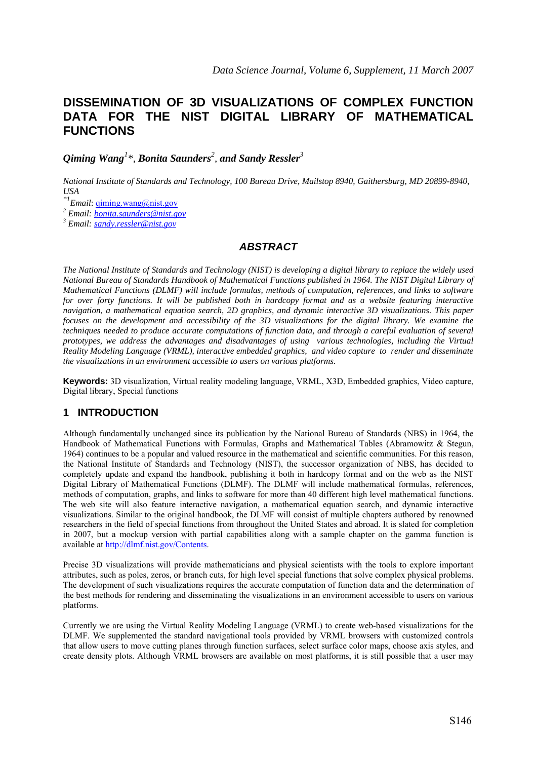# DISSEMINATION OF 3D VISUALIZATIONS OF COMPLEX FUNCTION DATA FOR THE NIST DIGITAL LIBRARY OF MATHEMATICAL FUNCTIONS

***Qiming Wang*[1]*\*, *Bonita Saunders*[2]*, and *Sandy Ressler*[3]***

*National Institute of Standards and Technology, 100 Bureau Drive, Mailstop 8940, Gaithersburg, MD 20899-8940, USA*

[*1] *Email*: qiming.wang@nist.gov

[2] *Email: bonita.saunders@nist.gov*

[3] *Email: sandy.ressler@nist.gov*

## *ABSTRACT*

*The National Institute of Standards and Technology (NIST) is developing a digital library to replace the widely used National Bureau of Standards Handbook of Mathematical Functions published in 1964. The NIST Digital Library of Mathematical Functions (DLMF) will include formulas, methods of computation, references, and links to software for over forty functions. It will be published both in hardcopy format and as a website featuring interactive navigation, a mathematical equation search, 2D graphics, and dynamic interactive 3D visualizations. This paper focuses on the development and accessibility of the 3D visualizations for the digital library. We examine the techniques needed to produce accurate computations of function data, and through a careful evaluation of several prototypes, we address the advantages and disadvantages of using various technologies, including the Virtual Reality Modeling Language (VRML), interactive embedded graphics, and video capture to render and disseminate the visualizations in an environment accessible to users on various platforms.*

**Keywords:** 3D visualization, Virtual reality modeling language, VRML, X3D, Embedded graphics, Video capture, Digital library, Special functions

## 1 INTRODUCTION

Although fundamentally unchanged since its publication by the National Bureau of Standards (NBS) in 1964, the Handbook of Mathematical Functions with Formulas, Graphs and Mathematical Tables (Abramowitz & Stegun, 1964) continues to be a popular and valued resource in the mathematical and scientific communities. For this reason, the National Institute of Standards and Technology (NIST), the successor organization of NBS, has decided to completely update and expand the handbook, publishing it both in hardcopy format and on the web as the NIST Digital Library of Mathematical Functions (DLMF). The DLMF will include mathematical formulas, references, methods of computation, graphs, and links to software for more than 40 different high level mathematical functions. The web site will also feature interactive navigation, a mathematical equation search, and dynamic interactive visualizations. Similar to the original handbook, the DLMF will consist of multiple chapters authored by renowned researchers in the field of special functions from throughout the United States and abroad. It is slated for completion in 2007, but a mockup version with partial capabilities along with a sample chapter on the gamma function is available at http://dlmf.nist.gov/Contents.

Precise 3D visualizations will provide mathematicians and physical scientists with the tools to explore important attributes, such as poles, zeros, or branch cuts, for high level special functions that solve complex physical problems. The development of such visualizations requires the accurate computation of function data and the determination of the best methods for rendering and disseminating the visualizations in an environment accessible to users on various platforms.

Currently we are using the Virtual Reality Modeling Language (VRML) to create web-based visualizations for the DLMF. We supplemented the standard navigational tools provided by VRML browsers with customized controls that allow users to move cutting planes through function surfaces, select surface color maps, choose axis styles, and create density plots. Although VRML browsers are available on most platforms, it is still possible that a user may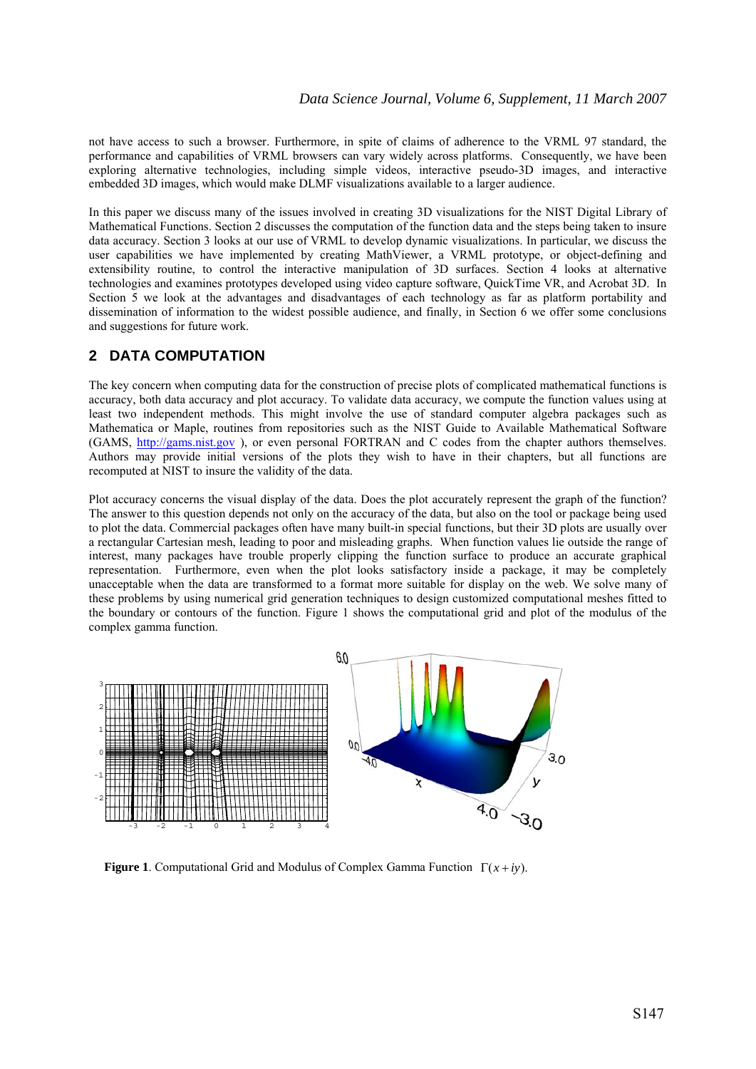not have access to such a browser. Furthermore, in spite of claims of adherence to the VRML 97 standard, the performance and capabilities of VRML browsers can vary widely across platforms. Consequently, we have been exploring alternative technologies, including simple videos, interactive pseudo-3D images, and interactive embedded 3D images, which would make DLMF visualizations available to a larger audience.

In this paper we discuss many of the issues involved in creating 3D visualizations for the NIST Digital Library of Mathematical Functions. Section 2 discusses the computation of the function data and the steps being taken to insure data accuracy. Section 3 looks at our use of VRML to develop dynamic visualizations. In particular, we discuss the user capabilities we have implemented by creating MathViewer, a VRML prototype, or object-defining and extensibility routine, to control the interactive manipulation of 3D surfaces. Section 4 looks at alternative technologies and examines prototypes developed using video capture software, QuickTime VR, and Acrobat 3D. In Section 5 we look at the advantages and disadvantages of each technology as far as platform portability and dissemination of information to the widest possible audience, and finally, in Section 6 we offer some conclusions and suggestions for future work.

## 2 DATA COMPUTATION

The key concern when computing data for the construction of precise plots of complicated mathematical functions is accuracy, both data accuracy and plot accuracy. To validate data accuracy, we compute the function values using at least two independent methods. This might involve the use of standard computer algebra packages such as Mathematica or Maple, routines from repositories such as the NIST Guide to Available Mathematical Software (GAMS, http://gams.nist.gov ), or even personal FORTRAN and C codes from the chapter authors themselves. Authors may provide initial versions of the plots they wish to have in their chapters, but all functions are recomputed at NIST to insure the validity of the data.

Plot accuracy concerns the visual display of the data. Does the plot accurately represent the graph of the function? The answer to this question depends not only on the accuracy of the data, but also on the tool or package being used to plot the data. Commercial packages often have many built-in special functions, but their 3D plots are usually over a rectangular Cartesian mesh, leading to poor and misleading graphs. When function values lie outside the range of interest, many packages have trouble properly clipping the function surface to produce an accurate graphical representation. Furthermore, even when the plot looks satisfactory inside a package, it may be completely unacceptable when the data are transformed to a format more suitable for display on the web. We solve many of these problems by using numerical grid generation techniques to design customized computational meshes fitted to the boundary or contours of the function. Figure 1 shows the computational grid and plot of the modulus of the complex gamma function.

**Figure 1**. Computational Grid and Modulus of Complex Gamma Function $\Gamma(x+iy)$.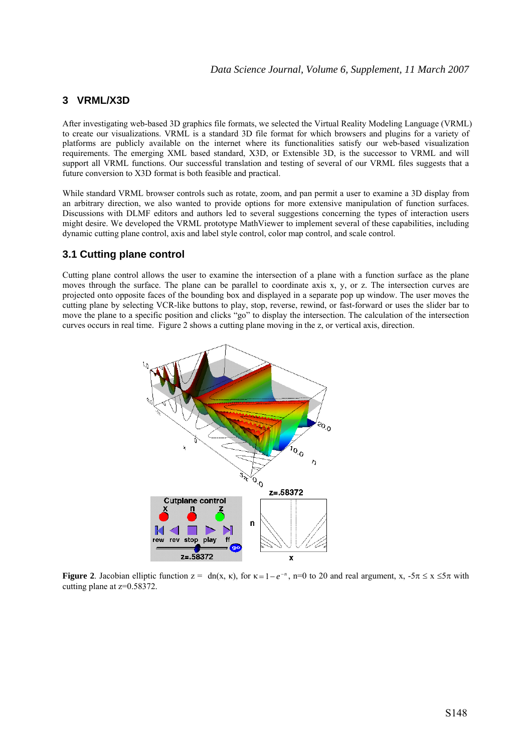## 3 VRML/X3D

After investigating web-based 3D graphics file formats, we selected the Virtual Reality Modeling Language (VRML) to create our visualizations. VRML is a standard 3D file format for which browsers and plugins for a variety of platforms are publicly available on the internet where its functionalities satisfy our web-based visualization requirements. The emerging XML based standard, X3D, or Extensible 3D, is the successor to VRML and will support all VRML functions. Our successful translation and testing of several of our VRML files suggests that a future conversion to X3D format is both feasible and practical.

While standard VRML browser controls such as rotate, zoom, and pan permit a user to examine a 3D display from an arbitrary direction, we also wanted to provide options for more extensive manipulation of function surfaces. Discussions with DLMF editors and authors led to several suggestions concerning the types of interaction users might desire. We developed the VRML prototype MathViewer to implement several of these capabilities, including dynamic cutting plane control, axis and label style control, color map control, and scale control.

### 3.1 Cutting plane control

Cutting plane control allows the user to examine the intersection of a plane with a function surface as the plane moves through the surface. The plane can be parallel to coordinate axis x, y, or z. The intersection curves are projected onto opposite faces of the bounding box and displayed in a separate pop up window. The user moves the cutting plane by selecting VCR-like buttons to play, stop, reverse, rewind, or fast-forward or uses the slider bar to move the plane to a specific position and clicks "go" to display the intersection. The calculation of the intersection curves occurs in real time. Figure 2 shows a cutting plane moving in the z, or vertical axis, direction.

**Figure 2**. Jacobian elliptic function z = dn(x, κ), for $\kappa = 1 - e^{-n}$, n=0 to 20 and real argument, x, $-5\pi \le x \le 5\pi$ with cutting plane at z=0.58372.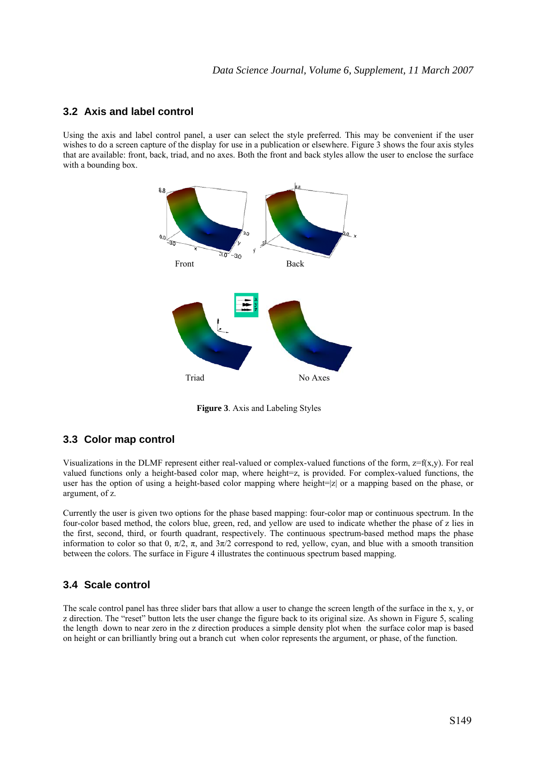## 3.2 Axis and label control

Using the axis and label control panel, a user can select the style preferred. This may be convenient if the user wishes to do a screen capture of the display for use in a publication or elsewhere. Figure 3 shows the four axis styles that are available: front, back, triad, and no axes. Both the front and back styles allow the user to enclose the surface with a bounding box.

Front Back

Triad No Axes

**Figure 3**. Axis and Labeling Styles

## 3.3 Color map control

Visualizations in the DLMF represent either real-valued or complex-valued functions of the form, $z=f(x,y)$. For real valued functions only a height-based color map, where height=z, is provided. For complex-valued functions, the user has the option of using a height-based color mapping where height=$|z|$ or a mapping based on the phase, or argument, of z.

Currently the user is given two options for the phase based mapping: four-color map or continuous spectrum. In the four-color based method, the colors blue, green, red, and yellow are used to indicate whether the phase of z lies in the first, second, third, or fourth quadrant, respectively. The continuous spectrum-based method maps the phase information to color so that 0, $\pi/2$, $\pi$, and $3\pi/2$ correspond to red, yellow, cyan, and blue with a smooth transition between the colors. The surface in Figure 4 illustrates the continuous spectrum based mapping.

## 3.4 Scale control

The scale control panel has three slider bars that allow a user to change the screen length of the surface in the x, y, or z direction. The "reset" button lets the user change the figure back to its original size. As shown in Figure 5, scaling the length down to near zero in the z direction produces a simple density plot when the surface color map is based on height or can brilliantly bring out a branch cut when color represents the argument, or phase, of the function.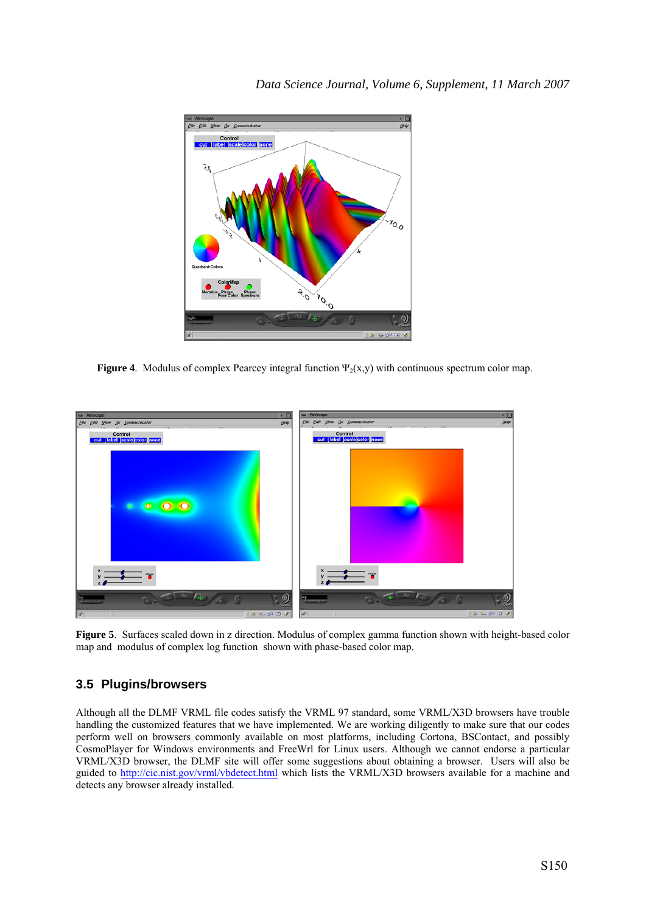**Figure 4**. Modulus of complex Pearcey integral function $\Psi_2(x,y)$ with continuous spectrum color map.

**Figure 5**. Surfaces scaled down in z direction. Modulus of complex gamma function shown with height-based color map and modulus of complex log function shown with phase-based color map.

## 3.5 Plugins/browsers

Although all the DLMF VRML file codes satisfy the VRML 97 standard, some VRML/X3D browsers have trouble handling the customized features that we have implemented. We are working diligently to make sure that our codes perform well on browsers commonly available on most platforms, including Cortona, BSContact, and possibly CosmoPlayer for Windows environments and FreeWrl for Linux users. Although we cannot endorse a particular VRML/X3D browser, the DLMF site will offer some suggestions about obtaining a browser. Users will also be guided to http://cic.nist.gov/vrml/vbdetect.html which lists the VRML/X3D browsers available for a machine and detects any browser already installed.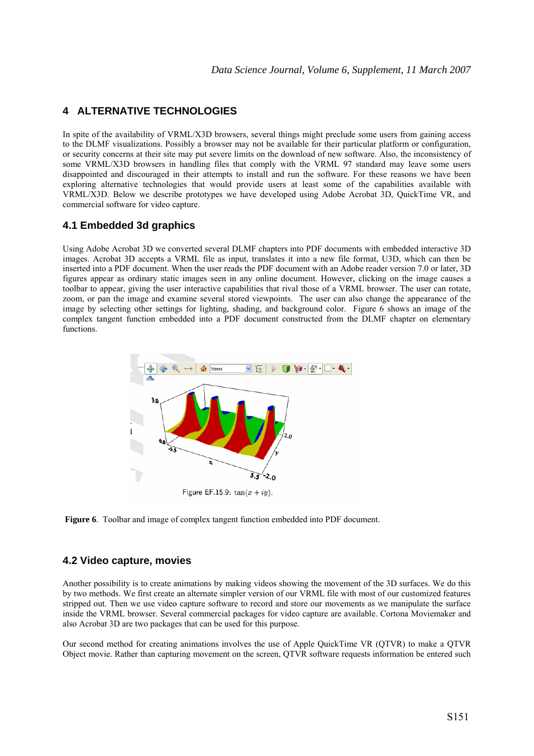## 4 ALTERNATIVE TECHNOLOGIES

In spite of the availability of VRML/X3D browsers, several things might preclude some users from gaining access to the DLMF visualizations. Possibly a browser may not be available for their particular platform or configuration, or security concerns at their site may put severe limits on the download of new software. Also, the inconsistency of some VRML/X3D browsers in handling files that comply with the VRML 97 standard may leave some users disappointed and discouraged in their attempts to install and run the software. For these reasons we have been exploring alternative technologies that would provide users at least some of the capabilities available with VRML/X3D. Below we describe prototypes we have developed using Adobe Acrobat 3D, QuickTime VR, and commercial software for video capture.

### 4.1 Embedded 3d graphics

Using Adobe Acrobat 3D we converted several DLMF chapters into PDF documents with embedded interactive 3D images. Acrobat 3D accepts a VRML file as input, translates it into a new file format, U3D, which can then be inserted into a PDF document. When the user reads the PDF document with an Adobe reader version 7.0 or later, 3D figures appear as ordinary static images seen in any online document. However, clicking on the image causes a toolbar to appear, giving the user interactive capabilities that rival those of a VRML browser. The user can rotate, zoom, or pan the image and examine several stored viewpoints. The user can also change the appearance of the image by selecting other settings for lighting, shading, and background color. Figure 6 shows an image of the complex tangent function embedded into a PDF document constructed from the DLMF chapter on elementary functions.

Figure EF.15.9: $\tan(x + iy)$.

**Figure 6**. Toolbar and image of complex tangent function embedded into PDF document.

### 4.2 Video capture, movies

Another possibility is to create animations by making videos showing the movement of the 3D surfaces. We do this by two methods. We first create an alternate simpler version of our VRML file with most of our customized features stripped out. Then we use video capture software to record and store our movements as we manipulate the surface inside the VRML browser. Several commercial packages for video capture are available. Cortona Moviemaker and also Acrobat 3D are two packages that can be used for this purpose.

Our second method for creating animations involves the use of Apple QuickTime VR (QTVR) to make a QTVR Object movie. Rather than capturing movement on the screen, QTVR software requests information be entered such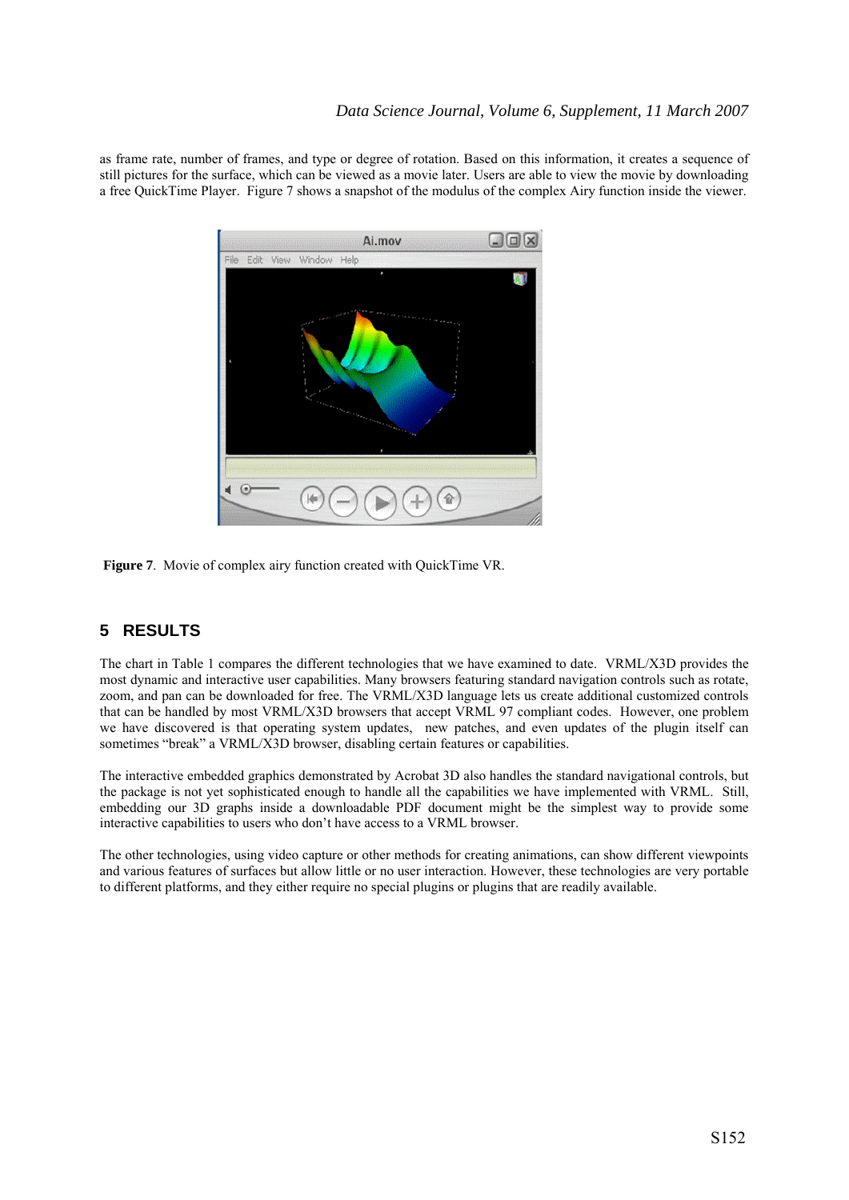as frame rate, number of frames, and type or degree of rotation. Based on this information, it creates a sequence of still pictures for the surface, which can be viewed as a movie later. Users are able to view the movie by downloading a free QuickTime Player. Figure 7 shows a snapshot of the modulus of the complex Airy function inside the viewer.

**Figure 7**. Movie of complex airy function created with QuickTime VR.

## 5 RESULTS

The chart in Table 1 compares the different technologies that we have examined to date. VRML/X3D provides the most dynamic and interactive user capabilities. Many browsers featuring standard navigation controls such as rotate, zoom, and pan can be downloaded for free. The VRML/X3D language lets us create additional customized controls that can be handled by most VRML/X3D browsers that accept VRML 97 compliant codes. However, one problem we have discovered is that operating system updates, new patches, and even updates of the plugin itself can sometimes "break" a VRML/X3D browser, disabling certain features or capabilities.

The interactive embedded graphics demonstrated by Acrobat 3D also handles the standard navigational controls, but the package is not yet sophisticated enough to handle all the capabilities we have implemented with VRML. Still, embedding our 3D graphs inside a downloadable PDF document might be the simplest way to provide some interactive capabilities to users who don't have access to a VRML browser.

The other technologies, using video capture or other methods for creating animations, can show different viewpoints and various features of surfaces but allow little or no user interaction. However, these technologies are very portable to different platforms, and they either require no special plugins or plugins that are readily available.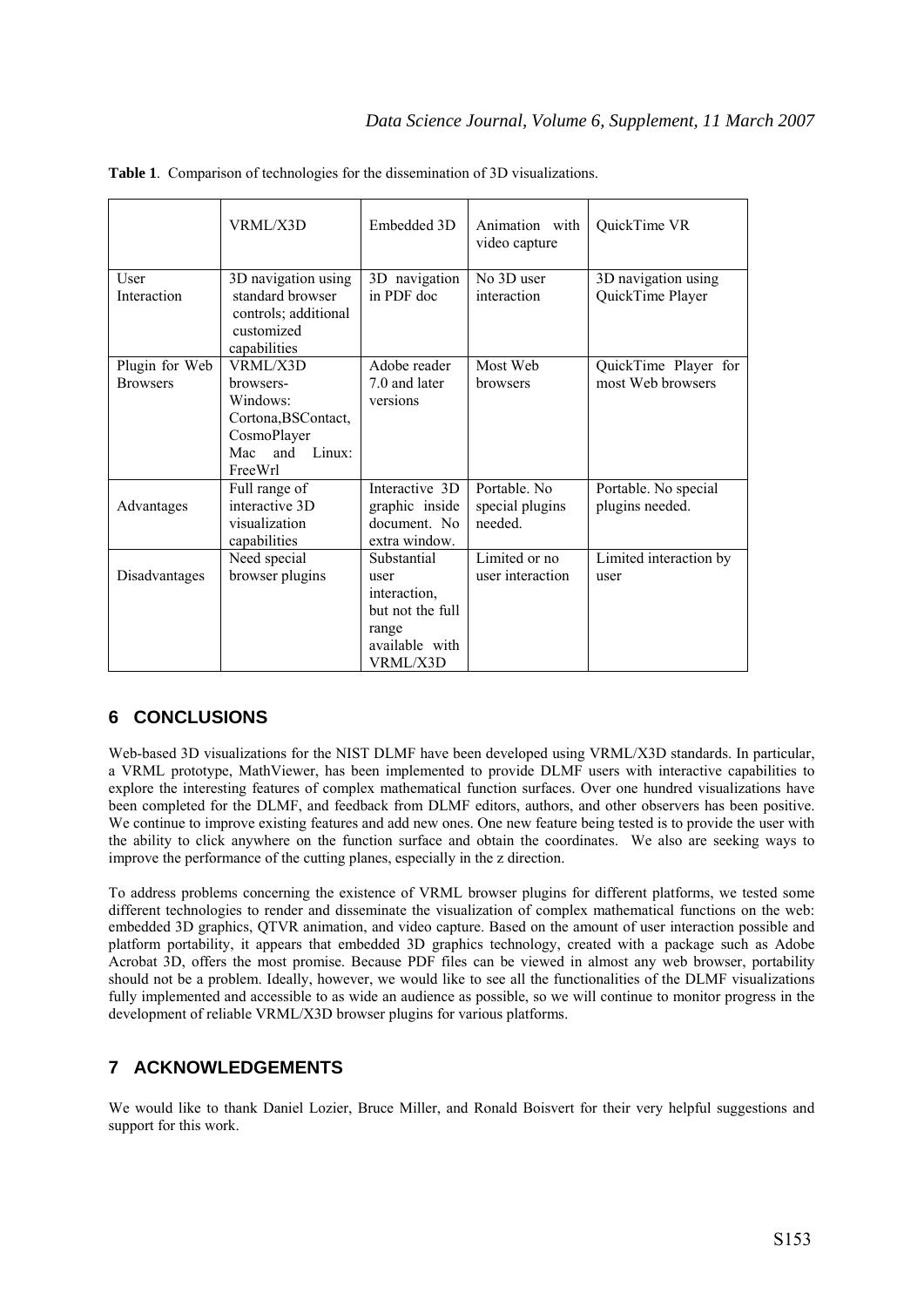**Table 1**. Comparison of technologies for the dissemination of 3D visualizations.

| | VRML/X3D | Embedded 3D | Animation with video capture | QuickTime VR |
|---|---|---|---|---|
| User Interaction | 3D navigation using standard browser controls; additional customized capabilities | 3D navigation in PDF doc | No 3D user interaction | 3D navigation using QuickTime Player |
| Plugin for Web Browsers | VRML/X3D browsers- Windows: Cortona,BSContact, CosmoPlayer Mac and Linux: FreeWrl | Adobe reader 7.0 and later versions | Most Web browsers | QuickTime Player for most Web browsers |
| Advantages | Full range of interactive 3D visualization capabilities | Interactive 3D graphic inside document. No extra window. | Portable. No special plugins needed. | Portable. No special plugins needed. |
| Disadvantages | Need special browser plugins | Substantial user interaction, but not the full range available with VRML/X3D | Limited or no user interaction | Limited interaction by user |

## 6 CONCLUSIONS

Web-based 3D visualizations for the NIST DLMF have been developed using VRML/X3D standards. In particular, a VRML prototype, MathViewer, has been implemented to provide DLMF users with interactive capabilities to explore the interesting features of complex mathematical function surfaces. Over one hundred visualizations have been completed for the DLMF, and feedback from DLMF editors, authors, and other observers has been positive. We continue to improve existing features and add new ones. One new feature being tested is to provide the user with the ability to click anywhere on the function surface and obtain the coordinates. We also are seeking ways to improve the performance of the cutting planes, especially in the z direction.

To address problems concerning the existence of VRML browser plugins for different platforms, we tested some different technologies to render and disseminate the visualization of complex mathematical functions on the web: embedded 3D graphics, QTVR animation, and video capture. Based on the amount of user interaction possible and platform portability, it appears that embedded 3D graphics technology, created with a package such as Adobe Acrobat 3D, offers the most promise. Because PDF files can be viewed in almost any web browser, portability should not be a problem. Ideally, however, we would like to see all the functionalities of the DLMF visualizations fully implemented and accessible to as wide an audience as possible, so we will continue to monitor progress in the development of reliable VRML/X3D browser plugins for various platforms.

## 7 ACKNOWLEDGEMENTS

We would like to thank Daniel Lozier, Bruce Miller, and Ronald Boisvert for their very helpful suggestions and support for this work.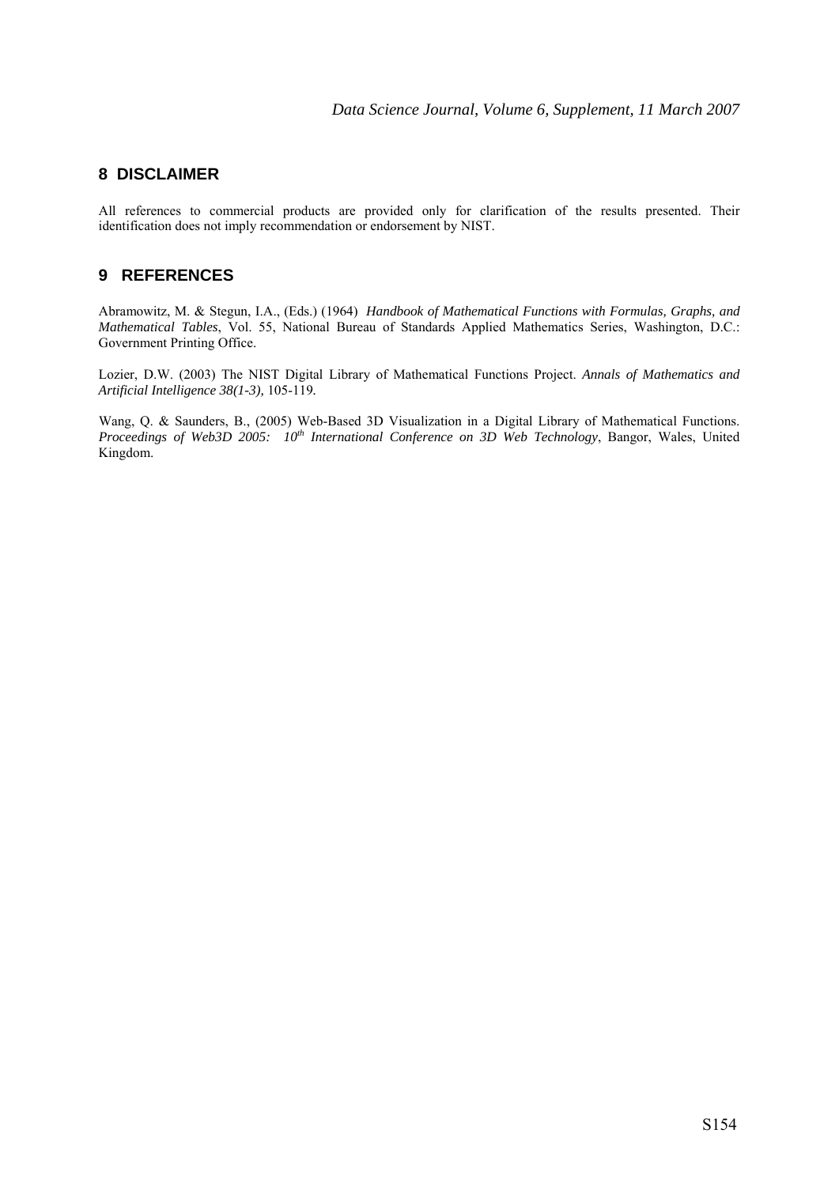## 8 DISCLAIMER

All references to commercial products are provided only for clarification of the results presented. Their identification does not imply recommendation or endorsement by NIST.

## 9 REFERENCES

Abramowitz, M. & Stegun, I.A., (Eds.) (1964) *Handbook of Mathematical Functions with Formulas, Graphs, and Mathematical Tables*, Vol. 55, National Bureau of Standards Applied Mathematics Series, Washington, D.C.: Government Printing Office.

Lozier, D.W. (2003) The NIST Digital Library of Mathematical Functions Project. *Annals of Mathematics and Artificial Intelligence 38(1-3),* 105-119.

Wang, Q. & Saunders, B., (2005) Web-Based 3D Visualization in a Digital Library of Mathematical Functions. *Proceedings of Web3D 2005: 10th International Conference on 3D Web Technology*, Bangor, Wales, United Kingdom.